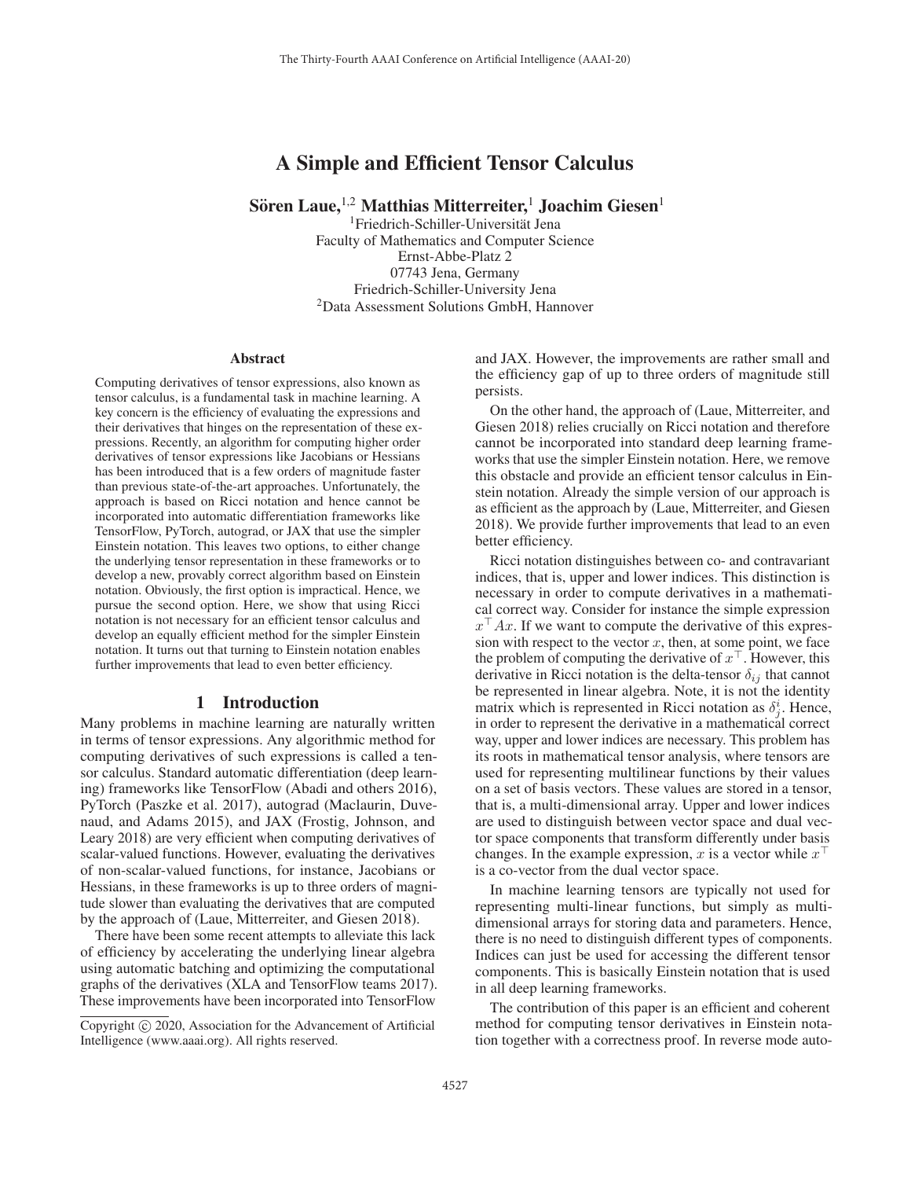# A Simple and Efficient Tensor Calculus

**Sören Laue,[1,2] Matthias Mitterreiter,[1] Joachim Giesen[1]**

[1]Friedrich-Schiller-Universität Jena
Faculty of Mathematics and Computer Science
Ernst-Abbe-Platz 2
07743 Jena, Germany
Friedrich-Schiller-University Jena
[2]Data Assessment Solutions GmbH, Hannover

## Abstract

Computing derivatives of tensor expressions, also known as tensor calculus, is a fundamental task in machine learning. A key concern is the efficiency of evaluating the expressions and their derivatives that hinges on the representation of these expressions. Recently, an algorithm for computing higher order derivatives of tensor expressions like Jacobians or Hessians has been introduced that is a few orders of magnitude faster than previous state-of-the-art approaches. Unfortunately, the approach is based on Ricci notation and hence cannot be incorporated into automatic differentiation frameworks like TensorFlow, PyTorch, autograd, or JAX that use the simpler Einstein notation. This leaves two options, to either change the underlying tensor representation in these frameworks or to develop a new, provably correct algorithm based on Einstein notation. Obviously, the first option is impractical. Hence, we pursue the second option. Here, we show that using Ricci notation is not necessary for an efficient tensor calculus and develop an equally efficient method for the simpler Einstein notation. It turns out that turning to Einstein notation enables further improvements that lead to even better efficiency.

## 1 Introduction

Many problems in machine learning are naturally written in terms of tensor expressions. Any algorithmic method for computing derivatives of such expressions is called a tensor calculus. Standard automatic differentiation (deep learning) frameworks like TensorFlow (Abadi and others 2016), PyTorch (Paszke et al. 2017), autograd (Maclaurin, Duvenaud, and Adams 2015), and JAX (Frostig, Johnson, and Leary 2018) are very efficient when computing derivatives of scalar-valued functions. However, evaluating the derivatives of non-scalar-valued functions, for instance, Jacobians or Hessians, in these frameworks is up to three orders of magnitude slower than evaluating the derivatives that are computed by the approach of (Laue, Mitterreiter, and Giesen 2018).

There have been some recent attempts to alleviate this lack of efficiency by accelerating the underlying linear algebra using automatic batching and optimizing the computational graphs of the derivatives (XLA and TensorFlow teams 2017). These improvements have been incorporated into TensorFlow and JAX. However, the improvements are rather small and the efficiency gap of up to three orders of magnitude still persists.

On the other hand, the approach of (Laue, Mitterreiter, and Giesen 2018) relies crucially on Ricci notation and therefore cannot be incorporated into standard deep learning frameworks that use the simpler Einstein notation. Here, we remove this obstacle and provide an efficient tensor calculus in Einstein notation. Already the simple version of our approach is as efficient as the approach by (Laue, Mitterreiter, and Giesen 2018). We provide further improvements that lead to an even better efficiency.

Ricci notation distinguishes between co- and contravariant indices, that is, upper and lower indices. This distinction is necessary in order to compute derivatives in a mathematical correct way. Consider for instance the simple expression $x^\top Ax$. If we want to compute the derivative of this expression with respect to the vector $x$, then, at some point, we face the problem of computing the derivative of $x^\top$. However, this derivative in Ricci notation is the delta-tensor $\delta_{ij}$ that cannot be represented in linear algebra. Note, it is not the identity matrix which is represented in Ricci notation as $\delta^i_j$. Hence, in order to represent the derivative in a mathematical correct way, upper and lower indices are necessary. This problem has its roots in mathematical tensor analysis, where tensors are used for representing multilinear functions by their values on a set of basis vectors. These values are stored in a tensor, that is, a multi-dimensional array. Upper and lower indices are used to distinguish between vector space and dual vector space components that transform differently under basis changes. In the example expression, $x$ is a vector while $x^\top$ is a co-vector from the dual vector space.

In machine learning tensors are typically not used for representing multi-linear functions, but simply as multi-dimensional arrays for storing data and parameters. Hence, there is no need to distinguish different types of components. Indices can just be used for accessing the different tensor components. This is basically Einstein notation that is used in all deep learning frameworks.

The contribution of this paper is an efficient and coherent method for computing tensor derivatives in Einstein notation together with a correctness proof. In reverse mode auto-

Copyright © 2020, Association for the Advancement of Artificial Intelligence (www.aaai.org). All rights reserved.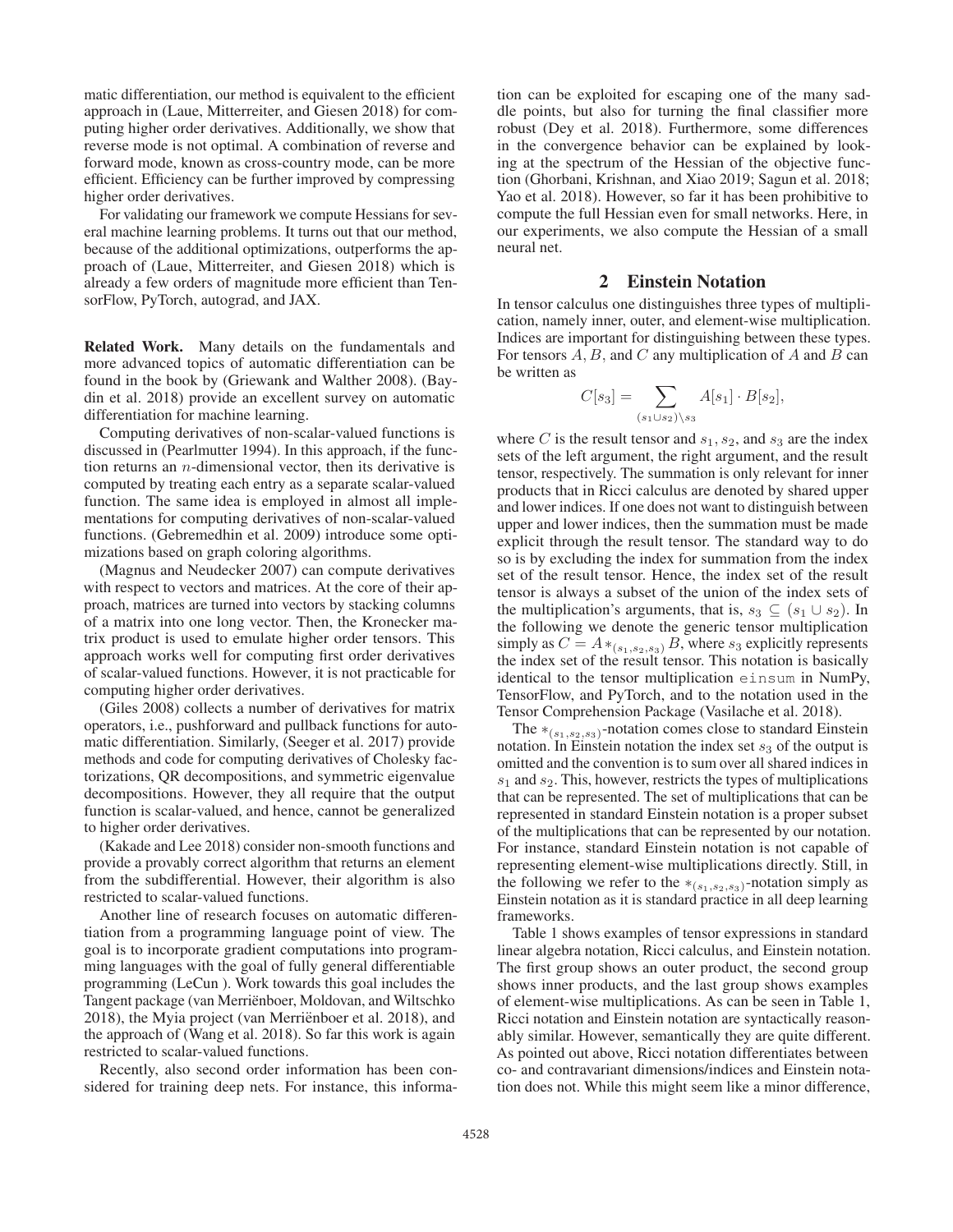matic differentiation, our method is equivalent to the efficient approach in (Laue, Mitterreiter, and Giesen 2018) for computing higher order derivatives. Additionally, we show that reverse mode is not optimal. A combination of reverse and forward mode, known as cross-country mode, can be more efficient. Efficiency can be further improved by compressing higher order derivatives.

For validating our framework we compute Hessians for several machine learning problems. It turns out that our method, because of the additional optimizations, outperforms the approach of (Laue, Mitterreiter, and Giesen 2018) which is already a few orders of magnitude more efficient than TensorFlow, PyTorch, autograd, and JAX.

**Related Work.** Many details on the fundamentals and more advanced topics of automatic differentiation can be found in the book by (Griewank and Walther 2008). (Baydin et al. 2018) provide an excellent survey on automatic differentiation for machine learning.

Computing derivatives of non-scalar-valued functions is discussed in (Pearlmutter 1994). In this approach, if the function returns an $n$-dimensional vector, then its derivative is computed by treating each entry as a separate scalar-valued function. The same idea is employed in almost all implementations for computing derivatives of non-scalar-valued functions. (Gebremedhin et al. 2009) introduce some optimizations based on graph coloring algorithms.

(Magnus and Neudecker 2007) can compute derivatives with respect to vectors and matrices. At the core of their approach, matrices are turned into vectors by stacking columns of a matrix into one long vector. Then, the Kronecker matrix product is used to emulate higher order tensors. This approach works well for computing first order derivatives of scalar-valued functions. However, it is not practicable for computing higher order derivatives.

(Giles 2008) collects a number of derivatives for matrix operators, i.e., pushforward and pullback functions for automatic differentiation. Similarly, (Seeger et al. 2017) provide methods and code for computing derivatives of Cholesky factorizations, QR decompositions, and symmetric eigenvalue decompositions. However, they all require that the output function is scalar-valued, and hence, cannot be generalized to higher order derivatives.

(Kakade and Lee 2018) consider non-smooth functions and provide a provably correct algorithm that returns an element from the subdifferential. However, their algorithm is also restricted to scalar-valued functions.

Another line of research focuses on automatic differentiation from a programming language point of view. The goal is to incorporate gradient computations into programming languages with the goal of fully general differentiable programming (LeCun ). Work towards this goal includes the Tangent package (van Merriënboer, Moldovan, and Wiltschko 2018), the Myia project (van Merriënboer et al. 2018), and the approach of (Wang et al. 2018). So far this work is again restricted to scalar-valued functions.

Recently, also second order information has been considered for training deep nets. For instance, this information can be exploited for escaping one of the many saddle points, but also for turning the final classifier more robust (Dey et al. 2018). Furthermore, some differences in the convergence behavior can be explained by looking at the spectrum of the Hessian of the objective function (Ghorbani, Krishnan, and Xiao 2019; Sagun et al. 2018; Yao et al. 2018). However, so far it has been prohibitive to compute the full Hessian even for small networks. Here, in our experiments, we also compute the Hessian of a small neural net.

## 2 Einstein Notation

In tensor calculus one distinguishes three types of multiplication, namely inner, outer, and element-wise multiplication. Indices are important for distinguishing between these types. For tensors $A$, $B$, and $C$ any multiplication of $A$ and $B$ can be written as

$$C[s_3] = \sum_{(s_1 \cup s_2) \setminus s_3} A[s_1] \cdot B[s_2],$$

where $C$ is the result tensor and $s_1$, $s_2$, and $s_3$ are the index sets of the left argument, the right argument, and the result tensor, respectively. The summation is only relevant for inner products that in Ricci calculus are denoted by shared upper and lower indices. If one does not want to distinguish between upper and lower indices, then the summation must be made explicit through the result tensor. The standard way to do so is by excluding the index for summation from the index set of the result tensor. Hence, the index set of the result tensor is always a subset of the union of the index sets of the multiplication's arguments, that is, $s_3 \subseteq (s_1 \cup s_2)$. In the following we denote the generic tensor multiplication simply as $C = A *_{(s_1,s_2,s_3)} B$, where $s_3$ explicitly represents the index set of the result tensor. This notation is basically identical to the tensor multiplication `einsum` in NumPy, TensorFlow, and PyTorch, and to the notation used in the Tensor Comprehension Package (Vasilache et al. 2018).

The $*_{(s_1,s_2,s_3)}$-notation comes close to standard Einstein notation. In Einstein notation the index set $s_3$ of the output is omitted and the convention is to sum over all shared indices in $s_1$ and $s_2$. This, however, restricts the types of multiplications that can be represented. The set of multiplications that can be represented in standard Einstein notation is a proper subset of the multiplications that can be represented by our notation. For instance, standard Einstein notation is not capable of representing element-wise multiplications directly. Still, in the following we refer to the $*_{(s_1,s_2,s_3)}$-notation simply as Einstein notation as it is standard practice in all deep learning frameworks.

Table 1 shows examples of tensor expressions in standard linear algebra notation, Ricci calculus, and Einstein notation. The first group shows an outer product, the second group shows inner products, and the last group shows examples of element-wise multiplications. As can be seen in Table 1, Ricci notation and Einstein notation are syntactically reasonably similar. However, semantically they are quite different. As pointed out above, Ricci notation differentiates between co- and contravariant dimensions/indices and Einstein notation does not. While this might seem like a minor difference,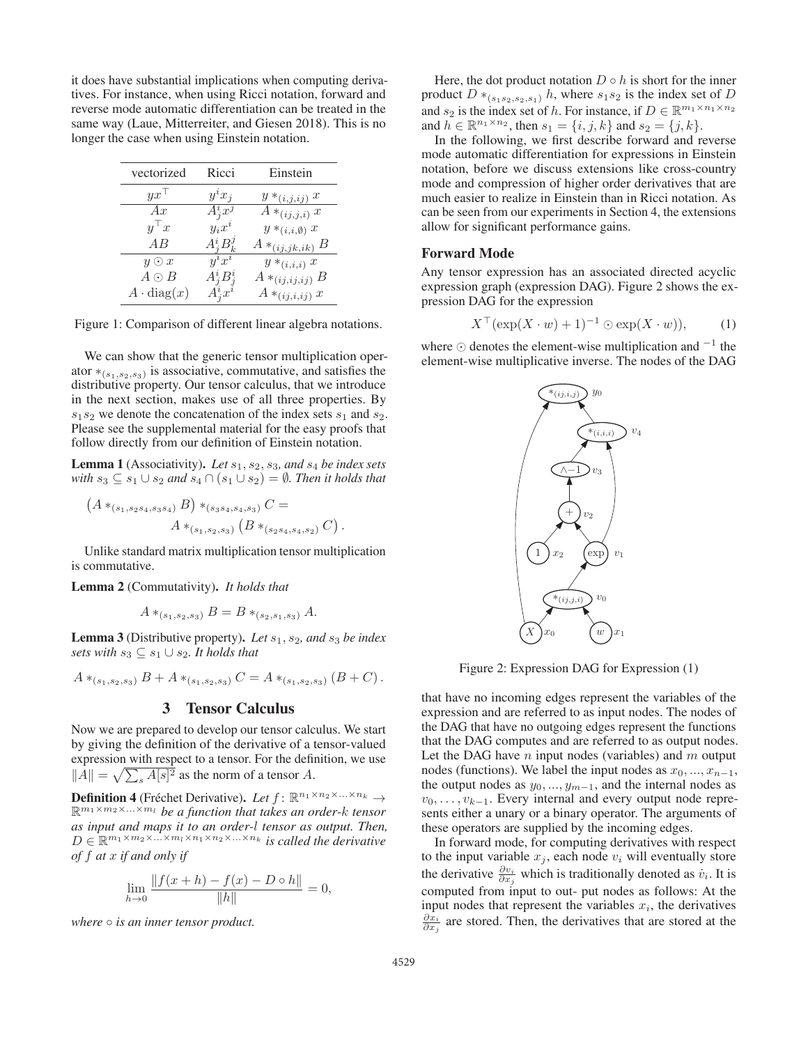it does have substantial implications when computing derivatives. For instance, when using Ricci notation, forward and reverse mode automatic differentiation can be treated in the same way (Laue, Mitterreiter, and Giesen 2018). This is no longer the case when using Einstein notation.

| vectorized | Ricci | Einstein |
|---|---|---|
| $yx^\top$ | $y^i x_j$ | $y *_{(i,j,ij)} x$ |
| $Ax$ | $A^i_j x^j$ | $A *_{(ij,j,i)} x$ |
| $y^\top x$ | $y_i x^i$ | $y *_{(i,i,\emptyset)} x$ |
| $AB$ | $A^i_j B^j_k$ | $A *_{(ij,jk,ik)} B$ |
| $y \odot x$ | $y^i x^i$ | $y *_{(i,i,i)} x$ |
| $A \odot B$ | $A^i_j B^i_j$ | $A *_{(ij,ij,ij)} B$ |
| $A \cdot \mathrm{diag}(x)$ | $A^i_j x^i$ | $A *_{(ij,i,ij)} x$ |

Figure 1: Comparison of different linear algebra notations.

We can show that the generic tensor multiplication operator $*_{(s_1,s_2,s_3)}$ is associative, commutative, and satisfies the distributive property. Our tensor calculus, that we introduce in the next section, makes use of all three properties. By $s_1s_2$ we denote the concatenation of the index sets $s_1$ and $s_2$. Please see the supplemental material for the easy proofs that follow directly from our definition of Einstein notation.

**Lemma 1** (Associativity)**.** *Let $s_1$, $s_2$, $s_3$, and $s_4$ be index sets with $s_3 \subseteq s_1 \cup s_2$ and $s_4 \cap (s_1 \cup s_2) = \emptyset$. Then it holds that*

$$\left(A *_{(s_1,s_2s_4,s_3s_4)} B\right) *_{(s_3s_4,s_4,s_3)} C = A *_{(s_1,s_2,s_3)} \left(B *_{(s_2s_4,s_4,s_2)} C\right).$$

Unlike standard matrix multiplication tensor multiplication is commutative.

**Lemma 2** (Commutativity)**.** *It holds that*

$$A *_{(s_1,s_2,s_3)} B = B *_{(s_2,s_1,s_3)} A.$$

**Lemma 3** (Distributive property)**.** *Let $s_1$, $s_2$, and $s_3$ be index sets with $s_3 \subseteq s_1 \cup s_2$. It holds that*

$$A *_{(s_1,s_2,s_3)} B + A *_{(s_1,s_2,s_3)} C = A *_{(s_1,s_2,s_3)} (B + C).$$

## 3 Tensor Calculus

Now we are prepared to develop our tensor calculus. We start by giving the definition of the derivative of a tensor-valued expression with respect to a tensor. For the definition, we use $\|A\| = \sqrt{\sum_s A[s]^2}$ as the norm of a tensor $A$.

**Definition 4** (Fréchet Derivative)**.** *Let $f\colon \mathbb{R}^{n_1\times n_2\times \ldots \times n_k} \to \mathbb{R}^{m_1\times m_2\times \ldots \times m_l}$ be a function that takes an order-$k$ tensor as input and maps it to an order-$l$ tensor as output. Then, $D \in \mathbb{R}^{m_1\times m_2\times \ldots \times m_l\times n_1\times n_2\times \ldots \times n_k}$ is called the derivative of $f$ at $x$ if and only if*

$$\lim_{h\to 0} \frac{\|f(x+h) - f(x) - D \circ h\|}{\|h\|} = 0,$$

*where $\circ$ is an inner tensor product.*

Here, the dot product notation $D \circ h$ is short for the inner product $D *_{(s_1s_2,s_2,s_1)} h$, where $s_1s_2$ is the index set of $D$ and $s_2$ is the index set of $h$. For instance, if $D \in \mathbb{R}^{m_1\times n_1\times n_2}$ and $h \in \mathbb{R}^{n_1\times n_2}$, then $s_1 = \{i,j,k\}$ and $s_2 = \{j,k\}$.

In the following, we first describe forward and reverse mode automatic differentiation for expressions in Einstein notation, before we discuss extensions like cross-country mode and compression of higher order derivatives that are much easier to realize in Einstein than in Ricci notation. As can be seen from our experiments in Section 4, the extensions allow for significant performance gains.

### Forward Mode

Any tensor expression has an associated directed acyclic expression graph (expression DAG). Figure 2 shows the expression DAG for the expression

$$X^\top (\exp(X \cdot w) + 1)^{-1} \odot \exp(X \cdot w)), \tag{1}$$

where $\odot$ denotes the element-wise multiplication and $^{-1}$ the element-wise multiplicative inverse. The nodes of the DAG

Figure 2: Expression DAG for Expression (1)

that have no incoming edges represent the variables of the expression and are referred to as input nodes. The nodes of the DAG that have no outgoing edges represent the functions that the DAG computes and are referred to as output nodes. Let the DAG have $n$ input nodes (variables) and $m$ output nodes (functions). We label the input nodes as $x_0, ..., x_{n-1}$, the output nodes as $y_0, ..., y_{m-1}$, and the internal nodes as $v_0, \ldots, v_{k-1}$. Every internal and every output node represents either a unary or a binary operator. The arguments of these operators are supplied by the incoming edges.

In forward mode, for computing derivatives with respect to the input variable $x_j$, each node $v_i$ will eventually store the derivative $\frac{\partial v_i}{\partial x_j}$ which is traditionally denoted as $\dot{v}_i$. It is computed from input to out- put nodes as follows: At the input nodes that represent the variables $x_i$, the derivatives $\frac{\partial x_i}{\partial x_j}$ are stored. Then, the derivatives that are stored at the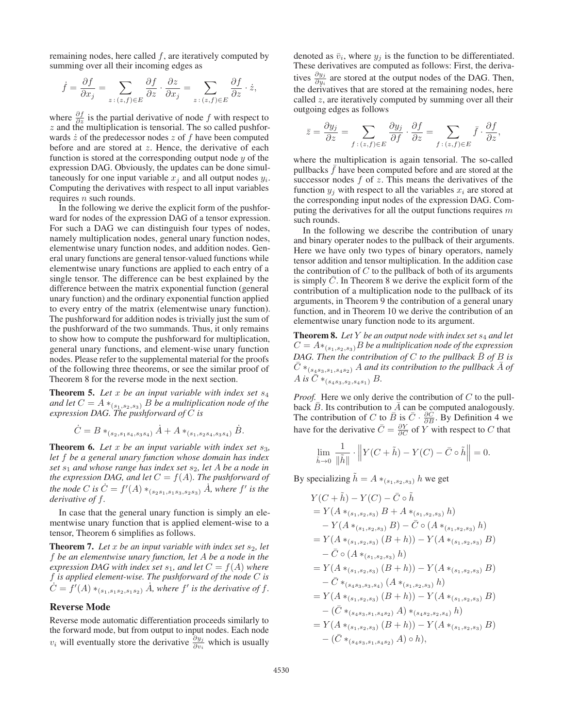remaining nodes, here called $f$, are iteratively computed by summing over all their incoming edges as

$$\dot{f} = \frac{\partial f}{\partial x_j} = \sum_{z\,:\,(z,f)\in E} \frac{\partial f}{\partial z} \cdot \frac{\partial z}{\partial x_j} = \sum_{z\,:\,(z,f)\in E} \frac{\partial f}{\partial z} \cdot \dot{z},$$

where $\frac{\partial f}{\partial z}$ is the partial derivative of node $f$ with respect to $z$ and the multiplication is tensorial. The so called pushforwards $\dot{z}$ of the predecessor nodes $z$ of $f$ have been computed before and are stored at $z$. Hence, the derivative of each function is stored at the corresponding output node $y$ of the expression DAG. Obviously, the updates can be done simultaneously for one input variable $x_j$ and all output nodes $y_i$. Computing the derivatives with respect to all input variables requires $n$ such rounds.

In the following we derive the explicit form of the pushforward for nodes of the expression DAG of a tensor expression. For such a DAG we can distinguish four types of nodes, namely multiplication nodes, general unary function nodes, elementwise unary function nodes, and addition nodes. General unary functions are general tensor-valued functions while elementwise unary functions are applied to each entry of a single tensor. The difference can be best explained by the difference between the matrix exponential function (general unary function) and the ordinary exponential function applied to every entry of the matrix (elementwise unary function). The pushforward for addition nodes is trivially just the sum of the pushforward of the two summands. Thus, it only remains to show how to compute the pushforward for multiplication, general unary functions, and element-wise unary function nodes. Please refer to the supplemental material for the proofs of the following three theorems, or see the similar proof of Theorem 8 for the reverse mode in the next section.

**Theorem 5.** *Let $x$ be an input variable with index set $s_4$ and let $C = A *_{(s_1,s_2,s_3)} B$ be a multiplication node of the expression DAG. The pushforward of $C$ is*

$$\dot{C} = B *_{(s_2,s_1s_4,s_3s_4)} \dot{A} + A *_{(s_1,s_2s_4,s_3s_4)} \dot{B}.$$

**Theorem 6.** *Let $x$ be an input variable with index set $s_3$, let $f$ be a general unary function whose domain has index set $s_1$ and whose range has index set $s_2$, let $A$ be a node in the expression DAG, and let $C = f(A)$. The pushforward of the node $C$ is $\dot{C} = f'(A) *_{(s_2s_1,s_1s_3,s_2s_3)} \dot{A}$, where $f'$ is the derivative of $f$.*

In case that the general unary function is simply an elementwise unary function that is applied element-wise to a tensor, Theorem 6 simplifies as follows.

**Theorem 7.** *Let $x$ be an input variable with index set $s_2$, let $f$ be an elementwise unary function, let $A$ be a node in the expression DAG with index set $s_1$, and let $C = f(A)$ where $f$ is applied element-wise. The pushforward of the node $C$ is $\dot{C} = f'(A) *_{(s_1,s_1s_2,s_1s_2)} \dot{A}$, where $f'$ is the derivative of $f$.*

## Reverse Mode

Reverse mode automatic differentiation proceeds similarly to the forward mode, but from output to input nodes. Each node $v_i$ will eventually store the derivative $\frac{\partial y_j}{\partial v_i}$ which is usually denoted as $\bar{v}_i$, where $y_j$ is the function to be differentiated. These derivatives are computed as follows: First, the derivatives $\frac{\partial y_j}{\partial y_i}$ are stored at the output nodes of the DAG. Then, the derivatives that are stored at the remaining nodes, here called $z$, are iteratively computed by summing over all their outgoing edges as follows

$$\bar{z} = \frac{\partial y_j}{\partial z} = \sum_{f\,:\,(z,f)\in E} \frac{\partial y_j}{\partial f} \cdot \frac{\partial f}{\partial z} = \sum_{f\,:\,(z,f)\in E} \bar{f} \cdot \frac{\partial f}{\partial z},$$

where the multiplication is again tensorial. The so-called pullbacks $\bar{f}$ have been computed before and are stored at the successor nodes $f$ of $z$. This means the derivatives of the function $y_j$ with respect to all the variables $x_i$ are stored at the corresponding input nodes of the expression DAG. Computing the derivatives for all the output functions requires $m$ such rounds.

In the following we describe the contribution of unary and binary operater nodes to the pullback of their arguments. Here we have only two types of binary operators, namely tensor addition and tensor multiplication. In the addition case the contribution of $C$ to the pullback of both of its arguments is simply $\bar{C}$. In Theorem 8 we derive the explicit form of the contribution of a multiplication node to the pullback of its arguments, in Theorem 9 the contribution of a general unary function, and in Theorem 10 we derive the contribution of an elementwise unary function node to its argument.

**Theorem 8.** *Let $Y$ be an output node with index set $s_4$ and let $C = A *_{(s_1,s_2,s_3)} B$ be a multiplication node of the expression DAG. Then the contribution of $C$ to the pullback $\bar{B}$ of $B$ is $\bar{C} *_{(s_4s_3,s_1,s_4s_2)} A$ and its contribution to the pullback $\bar{A}$ of $A$ is $\bar{C} *_{(s_4s_3,s_2,s_4s_1)} B$.*

*Proof.* Here we only derive the contribution of $C$ to the pullback $\bar{B}$. Its contribution to $\bar{A}$ can be computed analogously. The contribution of $C$ to $\bar{B}$ is $\bar{C} \cdot \frac{\partial C}{\partial B}$. By Definition 4 we have for the derivative $\bar{C} = \frac{\partial Y}{\partial C}$ of $Y$ with respect to $C$ that

$$\lim_{\tilde{h}\to 0} \frac{1}{\|\tilde{h}\|} \cdot \left\| Y(C + \tilde{h}) - Y(C) - \bar{C} \circ \tilde{h} \right\| = 0.$$

By specializing $\tilde{h} = A *_{(s_1,s_2,s_3)} h$ we get

$$\begin{aligned}
& Y(C + \tilde{h}) - Y(C) - \bar{C} \circ \tilde{h} \\
&= Y(A *_{(s_1,s_2,s_3)} B + A *_{(s_1,s_2,s_3)} h) \\
&\quad - Y(A *_{(s_1,s_2,s_3)} B) - \bar{C} \circ (A *_{(s_1,s_2,s_3)} h) \\
&= Y(A *_{(s_1,s_2,s_3)} (B + h)) - Y(A *_{(s_1,s_2,s_3)} B) \\
&\quad - \bar{C} \circ (A *_{(s_1,s_2,s_3)} h) \\
&= Y(A *_{(s_1,s_2,s_3)} (B + h)) - Y(A *_{(s_1,s_2,s_3)} B) \\
&\quad - \bar{C} *_{(s_4s_3,s_3,s_4)} (A *_{(s_1,s_2,s_3)} h) \\
&= Y(A *_{(s_1,s_2,s_3)} (B + h)) - Y(A *_{(s_1,s_2,s_3)} B) \\
&\quad - (\bar{C} *_{(s_4s_3,s_1,s_4s_2)} A) *_{(s_4s_2,s_2,s_4)} h) \\
&= Y(A *_{(s_1,s_2,s_3)} (B + h)) - Y(A *_{(s_1,s_2,s_3)} B) \\
&\quad - (\bar{C} *_{(s_4s_3,s_1,s_4s_2)} A) \circ h),
\end{aligned}$$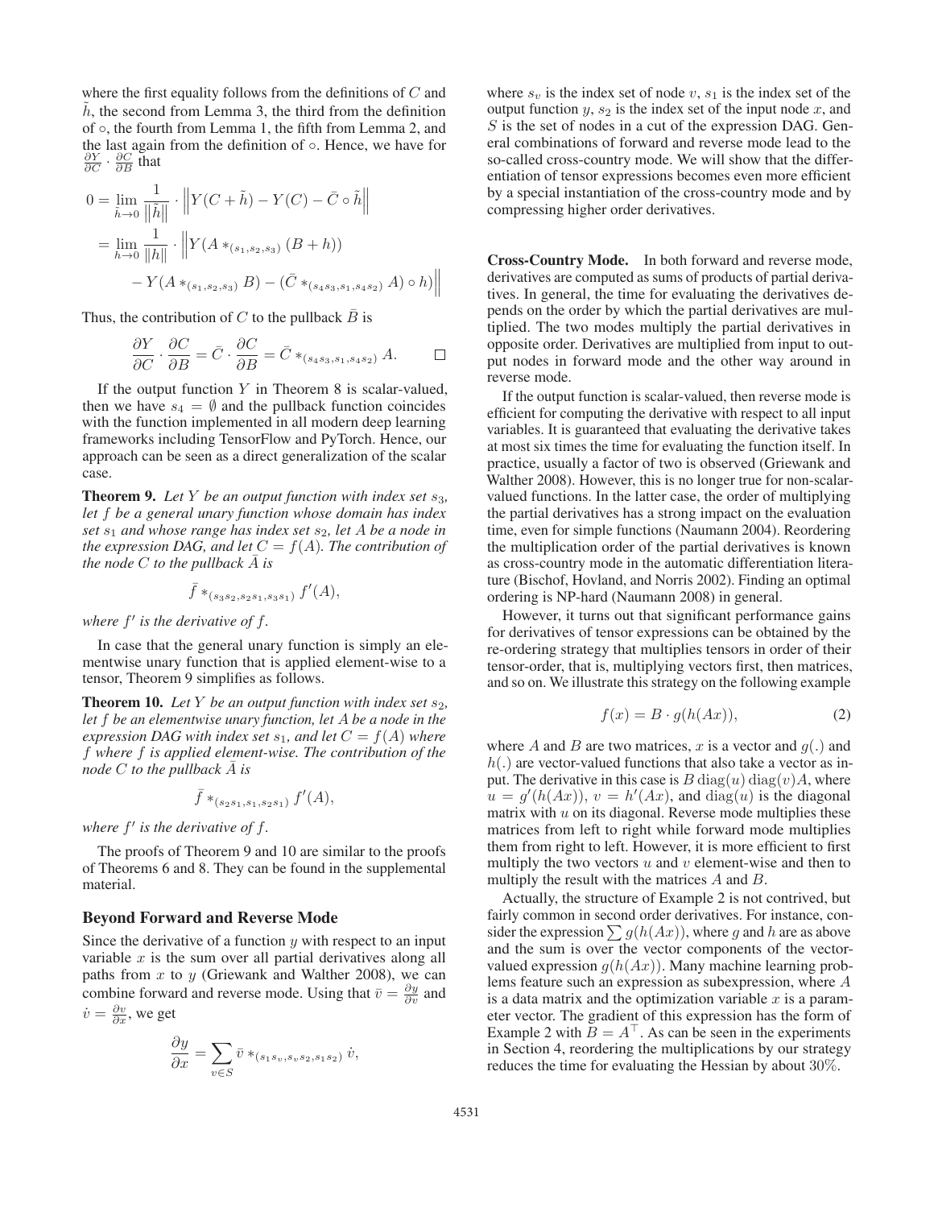where the first equality follows from the definitions of $C$ and $\tilde{h}$, the second from Lemma 3, the third from the definition of $\circ$, the fourth from Lemma 1, the fifth from Lemma 2, and the last again from the definition of $\circ$. Hence, we have for $\frac{\partial Y}{\partial C} \cdot \frac{\partial C}{\partial B}$ that

$$\begin{aligned}
0 &= \lim_{\tilde{h}\to 0} \frac{1}{\left\|\tilde{h}\right\|} \cdot \left\| Y(C+\tilde{h}) - Y(C) - \bar{C} \circ \tilde{h} \right\| \\
&= \lim_{h\to 0} \frac{1}{\|h\|} \cdot \Big\| Y(A *_{(s_1,s_2,s_3)} (B+h)) \\
&\quad - Y(A *_{(s_1,s_2,s_3)} B) - (\bar{C} *_{(s_4 s_3, s_1, s_4 s_2)} A) \circ h \Big\|
\end{aligned}$$

Thus, the contribution of $C$ to the pullback $\bar{B}$ is

$$\frac{\partial Y}{\partial C} \cdot \frac{\partial C}{\partial B} = \bar{C} \cdot \frac{\partial C}{\partial B} = \bar{C} *_{(s_4 s_3, s_1, s_4 s_2)} A. \qquad \square$$

If the output function $Y$ in Theorem 8 is scalar-valued, then we have $s_4 = \emptyset$ and the pullback function coincides with the function implemented in all modern deep learning frameworks including TensorFlow and PyTorch. Hence, our approach can be seen as a direct generalization of the scalar case.

**Theorem 9.** *Let $Y$ be an output function with index set $s_3$, let $f$ be a general unary function whose domain has index set $s_1$ and whose range has index set $s_2$, let $A$ be a node in the expression DAG, and let $C = f(A)$. The contribution of the node $C$ to the pullback $\bar{A}$ is*

$$\bar{f} *_{(s_3 s_2, s_2 s_1, s_3 s_1)} f'(A),$$

*where $f'$ is the derivative of $f$.*

In case that the general unary function is simply an elementwise unary function that is applied element-wise to a tensor, Theorem 9 simplifies as follows.

**Theorem 10.** *Let $Y$ be an output function with index set $s_2$, let $f$ be an elementwise unary function, let $A$ be a node in the expression DAG with index set $s_1$, and let $C = f(A)$ where $f$ where $f$ is applied element-wise. The contribution of the node $C$ to the pullback $\bar{A}$ is*

$$\bar{f} *_{(s_2 s_1, s_1, s_2 s_1)} f'(A),$$

*where $f'$ is the derivative of $f$.*

The proofs of Theorem 9 and 10 are similar to the proofs of Theorems 6 and 8. They can be found in the supplemental material.

## Beyond Forward and Reverse Mode

Since the derivative of a function $y$ with respect to an input variable $x$ is the sum over all partial derivatives along all paths from $x$ to $y$ (Griewank and Walther 2008), we can combine forward and reverse mode. Using that $\bar{v} = \frac{\partial y}{\partial v}$ and $\dot{v} = \frac{\partial v}{\partial x}$, we get

$$\frac{\partial y}{\partial x} = \sum_{v\in S} \bar{v} *_{(s_1 s_v, s_v s_2, s_1 s_2)} \dot{v},$$

where $s_v$ is the index set of node $v$, $s_1$ is the index set of the output function $y$, $s_2$ is the index set of the input node $x$, and $S$ is the set of nodes in a cut of the expression DAG. General combinations of forward and reverse mode lead to the so-called cross-country mode. We will show that the differentiation of tensor expressions becomes even more efficient by a special instantiation of the cross-country mode and by compressing higher order derivatives.

**Cross-Country Mode.** In both forward and reverse mode, derivatives are computed as sums of products of partial derivatives. In general, the time for evaluating the derivatives depends on the order by which the partial derivatives are multiplied. The two modes multiply the partial derivatives in opposite order. Derivatives are multiplied from input to output nodes in forward mode and the other way around in reverse mode.

If the output function is scalar-valued, then reverse mode is efficient for computing the derivative with respect to all input variables. It is guaranteed that evaluating the derivative takes at most six times the time for evaluating the function itself. In practice, usually a factor of two is observed (Griewank and Walther 2008). However, this is no longer true for non-scalar-valued functions. In the latter case, the order of multiplying the partial derivatives has a strong impact on the evaluation time, even for simple functions (Naumann 2004). Reordering the multiplication order of the partial derivatives is known as cross-country mode in the automatic differentiation literature (Bischof, Hovland, and Norris 2002). Finding an optimal ordering is NP-hard (Naumann 2008) in general.

However, it turns out that significant performance gains for derivatives of tensor expressions can be obtained by the re-ordering strategy that multiplies tensors in order of their tensor-order, that is, multiplying vectors first, then matrices, and so on. We illustrate this strategy on the following example

$$f(x) = B \cdot g(h(Ax)), \tag{2}$$

where $A$ and $B$ are two matrices, $x$ is a vector and $g(.)$ and $h(.)$ are vector-valued functions that also take a vector as input. The derivative in this case is $B \operatorname{diag}(u) \operatorname{diag}(v) A$, where $u = g'(h(Ax))$, $v = h'(Ax)$, and $\operatorname{diag}(u)$ is the diagonal matrix with $u$ on its diagonal. Reverse mode multiplies these matrices from left to right while forward mode multiplies them from right to left. However, it is more efficient to first multiply the two vectors $u$ and $v$ element-wise and then to multiply the result with the matrices $A$ and $B$.

Actually, the structure of Example 2 is not contrived, but fairly common in second order derivatives. For instance, consider the expression $\sum g(h(Ax))$, where $g$ and $h$ are as above and the sum is over the vector components of the vector-valued expression $g(h(Ax))$. Many machine learning problems feature such an expression as subexpression, where $A$ is a data matrix and the optimization variable $x$ is a parameter vector. The gradient of this expression has the form of Example 2 with $B = A^\top$. As can be seen in the experiments in Section 4, reordering the multiplications by our strategy reduces the time for evaluating the Hessian by about 30%.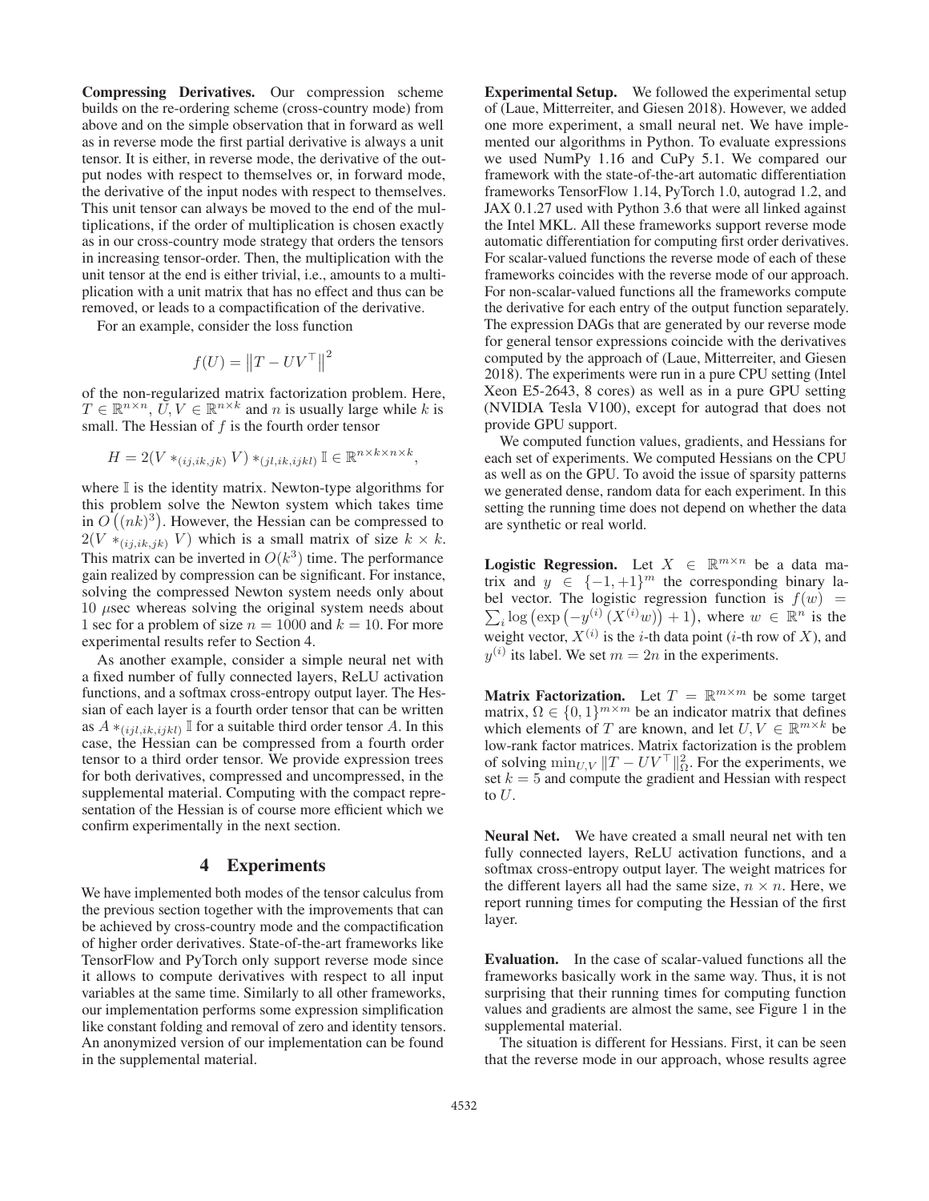**Compressing Derivatives.** Our compression scheme builds on the re-ordering scheme (cross-country mode) from above and on the simple observation that in forward as well as in reverse mode the first partial derivative is always a unit tensor. It is either, in reverse mode, the derivative of the output nodes with respect to themselves or, in forward mode, the derivative of the input nodes with respect to themselves. This unit tensor can always be moved to the end of the multiplications, if the order of multiplication is chosen exactly as in our cross-country mode strategy that orders the tensors in increasing tensor-order. Then, the multiplication with the unit tensor at the end is either trivial, i.e., amounts to a multiplication with a unit matrix that has no effect and thus can be removed, or leads to a compactification of the derivative.

For an example, consider the loss function

$$f(U) = \left\|T - UV^\top\right\|^2$$

of the non-regularized matrix factorization problem. Here, $T \in \mathbb{R}^{n\times n}$, $U, V \in \mathbb{R}^{n\times k}$ and $n$ is usually large while $k$ is small. The Hessian of $f$ is the fourth order tensor

$$H = 2(V *_{(ij,ik,jk)} V) *_{(jl,ik,ijkl)} \mathbb{I} \in \mathbb{R}^{n\times k\times n\times k},$$

where $\mathbb{I}$ is the identity matrix. Newton-type algorithms for this problem solve the Newton system which takes time in $O\left((nk)^3\right)$. However, the Hessian can be compressed to $2(V *_{(ij,ik,jk)} V)$ which is a small matrix of size $k \times k$. This matrix can be inverted in $O(k^3)$ time. The performance gain realized by compression can be significant. For instance, solving the compressed Newton system needs only about 10 $\mu$sec whereas solving the original system needs about 1 sec for a problem of size $n = 1000$ and $k = 10$. For more experimental results refer to Section 4.

As another example, consider a simple neural net with a fixed number of fully connected layers, ReLU activation functions, and a softmax cross-entropy output layer. The Hessian of each layer is a fourth order tensor that can be written as $A *_{(ijl,ik,ijkl)} \mathbb{I}$ for a suitable third order tensor $A$. In this case, the Hessian can be compressed from a fourth order tensor to a third order tensor. We provide expression trees for both derivatives, compressed and uncompressed, in the supplemental material. Computing with the compact representation of the Hessian is of course more efficient which we confirm experimentally in the next section.

## 4 Experiments

We have implemented both modes of the tensor calculus from the previous section together with the improvements that can be achieved by cross-country mode and the compactification of higher order derivatives. State-of-the-art frameworks like TensorFlow and PyTorch only support reverse mode since it allows to compute derivatives with respect to all input variables at the same time. Similarly to all other frameworks, our implementation performs some expression simplification like constant folding and removal of zero and identity tensors. An anonymized version of our implementation can be found in the supplemental material.

**Experimental Setup.** We followed the experimental setup of (Laue, Mitterreiter, and Giesen 2018). However, we added one more experiment, a small neural net. We have implemented our algorithms in Python. To evaluate expressions we used NumPy 1.16 and CuPy 5.1. We compared our framework with the state-of-the-art automatic differentiation frameworks TensorFlow 1.14, PyTorch 1.0, autograd 1.2, and JAX 0.1.27 used with Python 3.6 that were all linked against the Intel MKL. All these frameworks support reverse mode automatic differentiation for computing first order derivatives. For scalar-valued functions the reverse mode of each of these frameworks coincides with the reverse mode of our approach. For non-scalar-valued functions all the frameworks compute the derivative for each entry of the output function separately. The expression DAGs that are generated by our reverse mode for general tensor expressions coincide with the derivatives computed by the approach of (Laue, Mitterreiter, and Giesen 2018). The experiments were run in a pure CPU setting (Intel Xeon E5-2643, 8 cores) as well as in a pure GPU setting (NVIDIA Tesla V100), except for autograd that does not provide GPU support.

We computed function values, gradients, and Hessians for each set of experiments. We computed Hessians on the CPU as well as on the GPU. To avoid the issue of sparsity patterns we generated dense, random data for each experiment. In this setting the running time does not depend on whether the data are synthetic or real world.

**Logistic Regression.** Let $X \in \mathbb{R}^{m\times n}$ be a data matrix and $y \in \{-1, +1\}^m$ the corresponding binary label vector. The logistic regression function is $f(w) = \sum_i \log\left(\exp\left(-y^{(i)}\left(X^{(i)}w\right)\right) + 1\right)$, where $w \in \mathbb{R}^n$ is the weight vector, $X^{(i)}$ is the $i$-th data point ($i$-th row of $X$), and $y^{(i)}$ its label. We set $m = 2n$ in the experiments.

**Matrix Factorization.** Let $T = \mathbb{R}^{m\times m}$ be some target matrix, $\Omega \in \{0, 1\}^{m\times m}$ be an indicator matrix that defines which elements of $T$ are known, and let $U, V \in \mathbb{R}^{m\times k}$ be low-rank factor matrices. Matrix factorization is the problem of solving $\min_{U,V} \|T - UV^\top\|^2_\Omega$. For the experiments, we set $k = 5$ and compute the gradient and Hessian with respect to $U$.

**Neural Net.** We have created a small neural net with ten fully connected layers, ReLU activation functions, and a softmax cross-entropy output layer. The weight matrices for the different layers all had the same size, $n \times n$. Here, we report running times for computing the Hessian of the first layer.

**Evaluation.** In the case of scalar-valued functions all the frameworks basically work in the same way. Thus, it is not surprising that their running times for computing function values and gradients are almost the same, see Figure 1 in the supplemental material.

The situation is different for Hessians. First, it can be seen that the reverse mode in our approach, whose results agree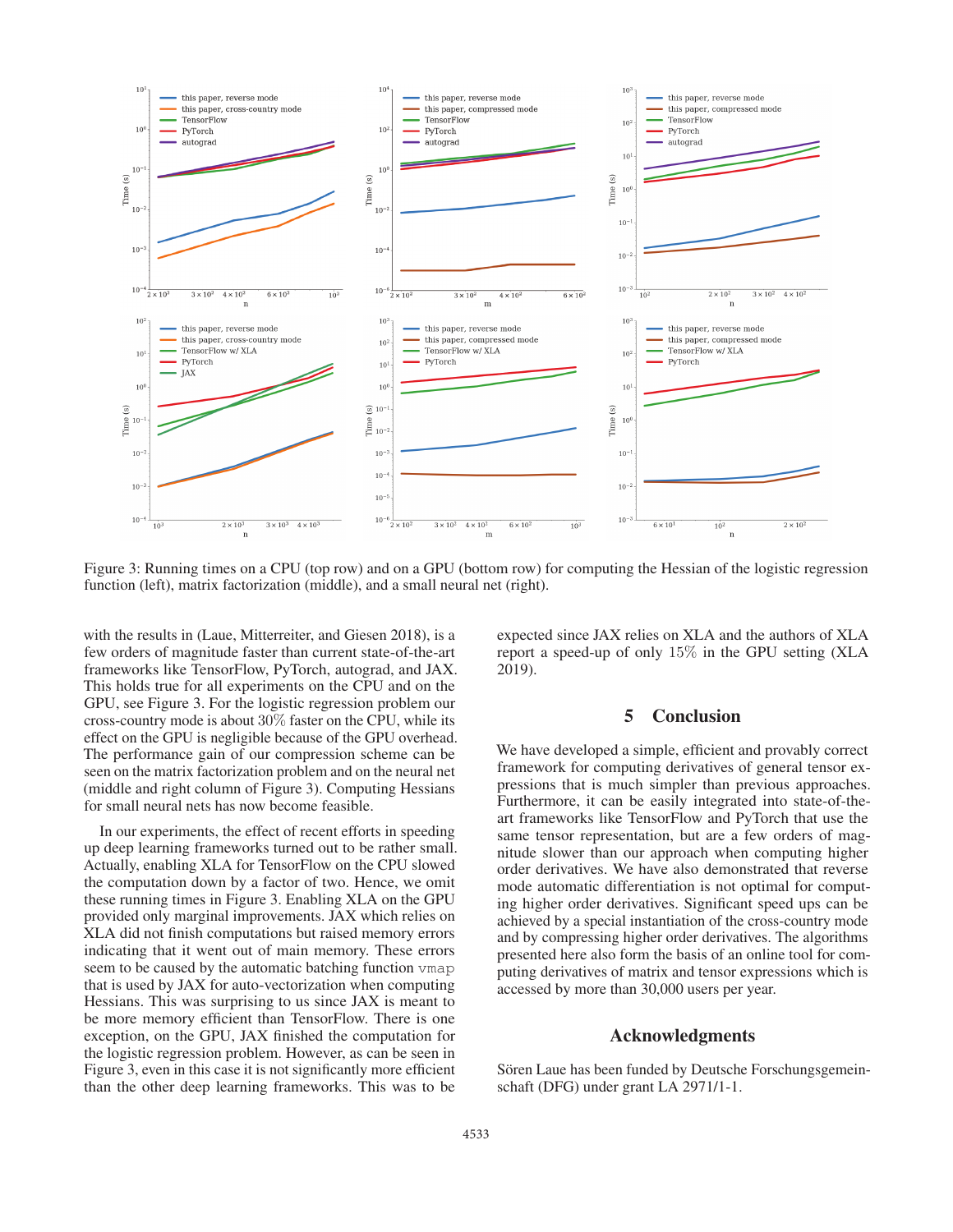Figure 3: Running times on a CPU (top row) and on a GPU (bottom row) for computing the Hessian of the logistic regression function (left), matrix factorization (middle), and a small neural net (right).

with the results in (Laue, Mitterreiter, and Giesen 2018), is a few orders of magnitude faster than current state-of-the-art frameworks like TensorFlow, PyTorch, autograd, and JAX. This holds true for all experiments on the CPU and on the GPU, see Figure 3. For the logistic regression problem our cross-country mode is about 30% faster on the CPU, while its effect on the GPU is negligible because of the GPU overhead. The performance gain of our compression scheme can be seen on the matrix factorization problem and on the neural net (middle and right column of Figure 3). Computing Hessians for small neural nets has now become feasible.

In our experiments, the effect of recent efforts in speeding up deep learning frameworks turned out to be rather small. Actually, enabling XLA for TensorFlow on the CPU slowed the computation down by a factor of two. Hence, we omit these running times in Figure 3. Enabling XLA on the GPU provided only marginal improvements. JAX which relies on XLA did not finish computations but raised memory errors indicating that it went out of main memory. These errors seem to be caused by the automatic batching function `vmap` that is used by JAX for auto-vectorization when computing Hessians. This was surprising to us since JAX is meant to be more memory efficient than TensorFlow. There is one exception, on the GPU, JAX finished the computation for the logistic regression problem. However, as can be seen in Figure 3, even in this case it is not significantly more efficient than the other deep learning frameworks. This was to be expected since JAX relies on XLA and the authors of XLA report a speed-up of only 15% in the GPU setting (XLA 2019).

## 5 Conclusion

We have developed a simple, efficient and provably correct framework for computing derivatives of general tensor expressions that is much simpler than previous approaches. Furthermore, it can be easily integrated into state-of-the-art frameworks like TensorFlow and PyTorch that use the same tensor representation, but are a few orders of magnitude slower than our approach when computing higher order derivatives. We have also demonstrated that reverse mode automatic differentiation is not optimal for computing higher order derivatives. Significant speed ups can be achieved by a special instantiation of the cross-country mode and by compressing higher order derivatives. The algorithms presented here also form the basis of an online tool for computing derivatives of matrix and tensor expressions which is accessed by more than 30,000 users per year.

## Acknowledgments

Sören Laue has been funded by Deutsche Forschungsgemeinschaft (DFG) under grant LA 2971/1-1.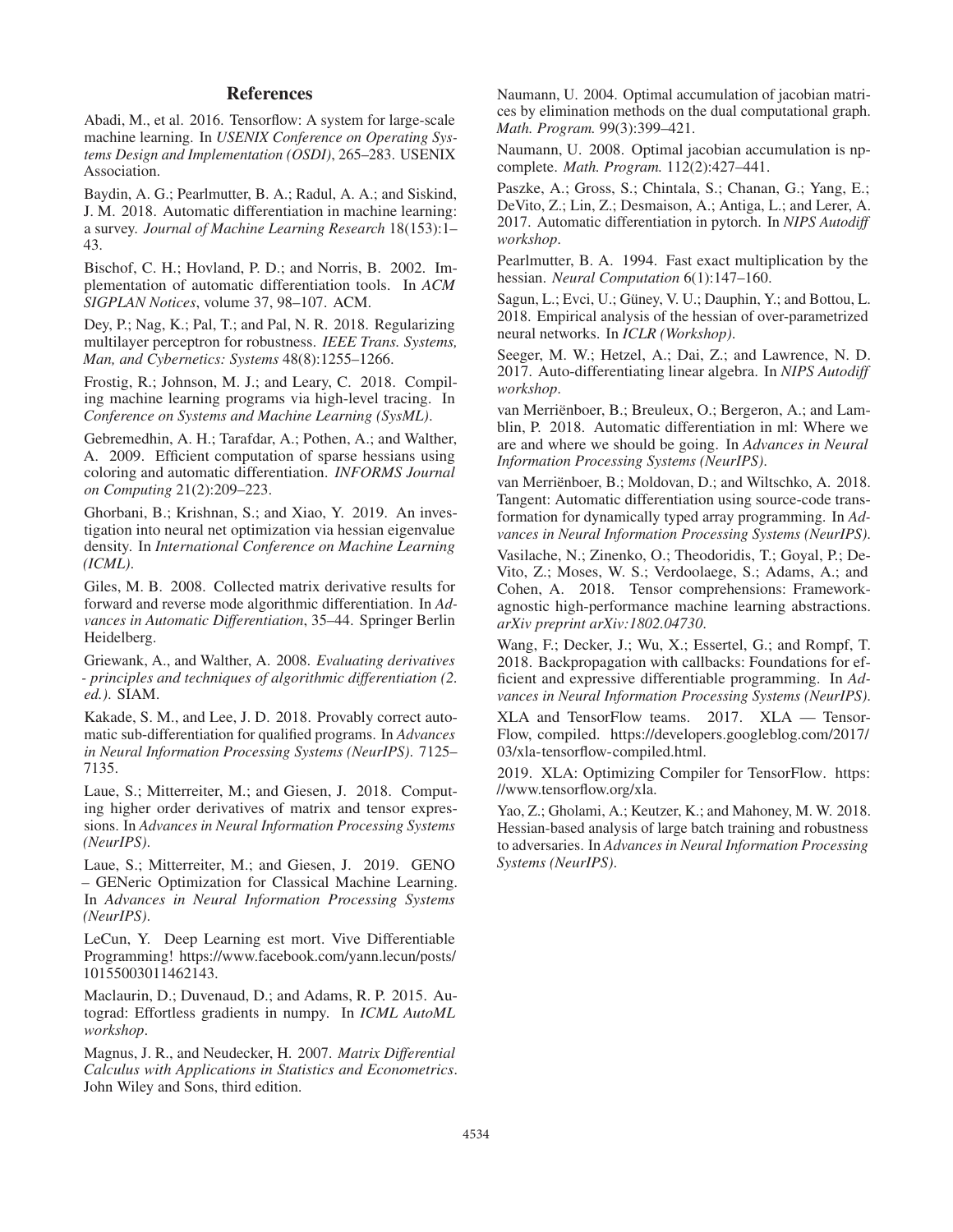## References

Abadi, M., et al. 2016. Tensorflow: A system for large-scale machine learning. In *USENIX Conference on Operating Systems Design and Implementation (OSDI)*, 265–283. USENIX Association.

Baydin, A. G.; Pearlmutter, B. A.; Radul, A. A.; and Siskind, J. M. 2018. Automatic differentiation in machine learning: a survey. *Journal of Machine Learning Research* 18(153):1–43.

Bischof, C. H.; Hovland, P. D.; and Norris, B. 2002. Implementation of automatic differentiation tools. In *ACM SIGPLAN Notices*, volume 37, 98–107. ACM.

Dey, P.; Nag, K.; Pal, T.; and Pal, N. R. 2018. Regularizing multilayer perceptron for robustness. *IEEE Trans. Systems, Man, and Cybernetics: Systems* 48(8):1255–1266.

Frostig, R.; Johnson, M. J.; and Leary, C. 2018. Compiling machine learning programs via high-level tracing. In *Conference on Systems and Machine Learning (SysML)*.

Gebremedhin, A. H.; Tarafdar, A.; Pothen, A.; and Walther, A. 2009. Efficient computation of sparse hessians using coloring and automatic differentiation. *INFORMS Journal on Computing* 21(2):209–223.

Ghorbani, B.; Krishnan, S.; and Xiao, Y. 2019. An investigation into neural net optimization via hessian eigenvalue density. In *International Conference on Machine Learning (ICML)*.

Giles, M. B. 2008. Collected matrix derivative results for forward and reverse mode algorithmic differentiation. In *Advances in Automatic Differentiation*, 35–44. Springer Berlin Heidelberg.

Griewank, A., and Walther, A. 2008. *Evaluating derivatives - principles and techniques of algorithmic differentiation (2. ed.)*. SIAM.

Kakade, S. M., and Lee, J. D. 2018. Provably correct automatic sub-differentiation for qualified programs. In *Advances in Neural Information Processing Systems (NeurIPS)*. 7125–7135.

Laue, S.; Mitterreiter, M.; and Giesen, J. 2018. Computing higher order derivatives of matrix and tensor expressions. In *Advances in Neural Information Processing Systems (NeurIPS)*.

Laue, S.; Mitterreiter, M.; and Giesen, J. 2019. GENO – GENeric Optimization for Classical Machine Learning. In *Advances in Neural Information Processing Systems (NeurIPS)*.

LeCun, Y. Deep Learning est mort. Vive Differentiable Programming! https://www.facebook.com/yann.lecun/posts/10155003011462143.

Maclaurin, D.; Duvenaud, D.; and Adams, R. P. 2015. Autograd: Effortless gradients in numpy. In *ICML AutoML workshop*.

Magnus, J. R., and Neudecker, H. 2007. *Matrix Differential Calculus with Applications in Statistics and Econometrics*. John Wiley and Sons, third edition.

Naumann, U. 2004. Optimal accumulation of jacobian matrices by elimination methods on the dual computational graph. *Math. Program.* 99(3):399–421.

Naumann, U. 2008. Optimal jacobian accumulation is np-complete. *Math. Program.* 112(2):427–441.

Paszke, A.; Gross, S.; Chintala, S.; Chanan, G.; Yang, E.; DeVito, Z.; Lin, Z.; Desmaison, A.; Antiga, L.; and Lerer, A. 2017. Automatic differentiation in pytorch. In *NIPS Autodiff workshop*.

Pearlmutter, B. A. 1994. Fast exact multiplication by the hessian. *Neural Computation* 6(1):147–160.

Sagun, L.; Evci, U.; Güney, V. U.; Dauphin, Y.; and Bottou, L. 2018. Empirical analysis of the hessian of over-parametrized neural networks. In *ICLR (Workshop)*.

Seeger, M. W.; Hetzel, A.; Dai, Z.; and Lawrence, N. D. 2017. Auto-differentiating linear algebra. In *NIPS Autodiff workshop*.

van Merriënboer, B.; Breuleux, O.; Bergeron, A.; and Lamblin, P. 2018. Automatic differentiation in ml: Where we are and where we should be going. In *Advances in Neural Information Processing Systems (NeurIPS)*.

van Merriënboer, B.; Moldovan, D.; and Wiltschko, A. 2018. Tangent: Automatic differentiation using source-code transformation for dynamically typed array programming. In *Advances in Neural Information Processing Systems (NeurIPS)*.

Vasilache, N.; Zinenko, O.; Theodoridis, T.; Goyal, P.; DeVito, Z.; Moses, W. S.; Verdoolaege, S.; Adams, A.; and Cohen, A. 2018. Tensor comprehensions: Framework-agnostic high-performance machine learning abstractions. *arXiv preprint arXiv:1802.04730*.

Wang, F.; Decker, J.; Wu, X.; Essertel, G.; and Rompf, T. 2018. Backpropagation with callbacks: Foundations for efficient and expressive differentiable programming. In *Advances in Neural Information Processing Systems (NeurIPS)*.

XLA and TensorFlow teams. 2017. XLA — TensorFlow, compiled. https://developers.googleblog.com/2017/03/xla-tensorflow-compiled.html.

2019. XLA: Optimizing Compiler for TensorFlow. https://www.tensorflow.org/xla.

Yao, Z.; Gholami, A.; Keutzer, K.; and Mahoney, M. W. 2018. Hessian-based analysis of large batch training and robustness to adversaries. In *Advances in Neural Information Processing Systems (NeurIPS)*.